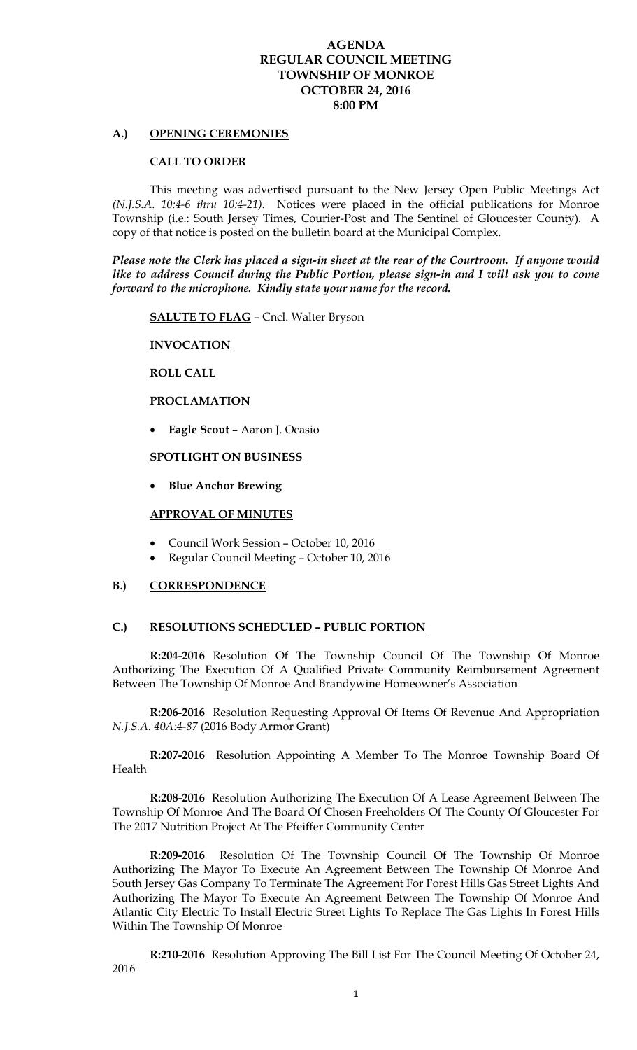# AGENDA
# REGULAR COUNCIL MEETING
# TOWNSHIP OF MONROE
# OCTOBER 24, 2016
# 8:00 PM

## A.) OPENING CEREMONIES

### CALL TO ORDER

This meeting was advertised pursuant to the New Jersey Open Public Meetings Act *(N.J.S.A. 10:4-6 thru 10:4-21).* Notices were placed in the official publications for Monroe Township (i.e.: South Jersey Times, Courier-Post and The Sentinel of Gloucester County). A copy of that notice is posted on the bulletin board at the Municipal Complex.

***Please note the Clerk has placed a sign-in sheet at the rear of the Courtroom. If anyone would like to address Council during the Public Portion, please sign-in and I will ask you to come forward to the microphone. Kindly state your name for the record.***

**SALUTE TO FLAG** – Cncl. Walter Bryson

**INVOCATION**

**ROLL CALL**

**PROCLAMATION**

- **Eagle Scout –** Aaron J. Ocasio

**SPOTLIGHT ON BUSINESS**

- **Blue Anchor Brewing**

**APPROVAL OF MINUTES**

- Council Work Session – October 10, 2016
- Regular Council Meeting – October 10, 2016

## B.) CORRESPONDENCE

## C.) RESOLUTIONS SCHEDULED – PUBLIC PORTION

**R:204-2016** Resolution Of The Township Council Of The Township Of Monroe Authorizing The Execution Of A Qualified Private Community Reimbursement Agreement Between The Township Of Monroe And Brandywine Homeowner's Association

**R:206-2016** Resolution Requesting Approval Of Items Of Revenue And Appropriation *N.J.S.A. 40A:4-87* (2016 Body Armor Grant)

**R:207-2016** Resolution Appointing A Member To The Monroe Township Board Of Health

**R:208-2016** Resolution Authorizing The Execution Of A Lease Agreement Between The Township Of Monroe And The Board Of Chosen Freeholders Of The County Of Gloucester For The 2017 Nutrition Project At The Pfeiffer Community Center

**R:209-2016** Resolution Of The Township Council Of The Township Of Monroe Authorizing The Mayor To Execute An Agreement Between The Township Of Monroe And South Jersey Gas Company To Terminate The Agreement For Forest Hills Gas Street Lights And Authorizing The Mayor To Execute An Agreement Between The Township Of Monroe And Atlantic City Electric To Install Electric Street Lights To Replace The Gas Lights In Forest Hills Within The Township Of Monroe

**R:210-2016** Resolution Approving The Bill List For The Council Meeting Of October 24, 2016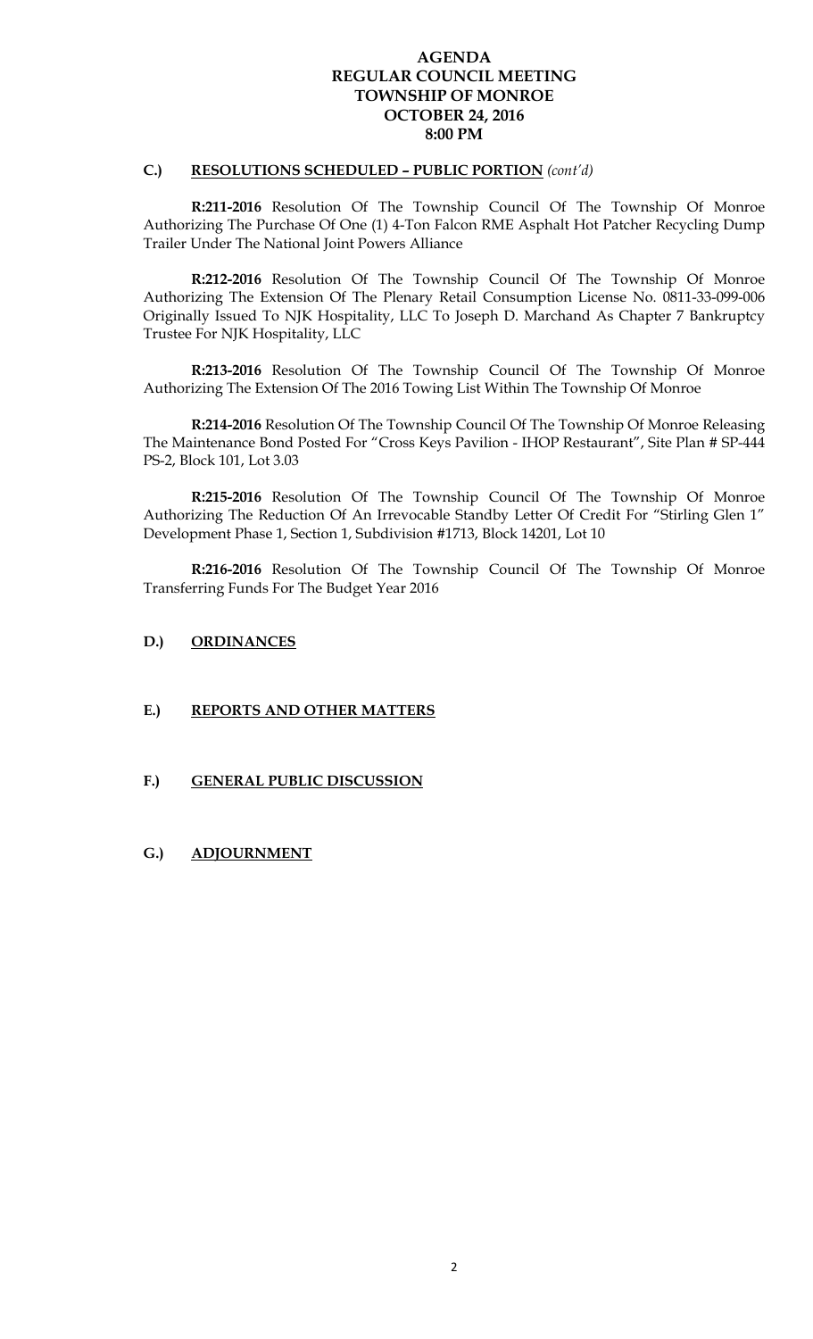# AGENDA
# REGULAR COUNCIL MEETING
# TOWNSHIP OF MONROE
# OCTOBER 24, 2016
# 8:00 PM

## C.) RESOLUTIONS SCHEDULED – PUBLIC PORTION *(cont'd)*

**R:211-2016** Resolution Of The Township Council Of The Township Of Monroe Authorizing The Purchase Of One (1) 4-Ton Falcon RME Asphalt Hot Patcher Recycling Dump Trailer Under The National Joint Powers Alliance

**R:212-2016** Resolution Of The Township Council Of The Township Of Monroe Authorizing The Extension Of The Plenary Retail Consumption License No. 0811-33-099-006 Originally Issued To NJK Hospitality, LLC To Joseph D. Marchand As Chapter 7 Bankruptcy Trustee For NJK Hospitality, LLC

**R:213-2016** Resolution Of The Township Council Of The Township Of Monroe Authorizing The Extension Of The 2016 Towing List Within The Township Of Monroe

**R:214-2016** Resolution Of The Township Council Of The Township Of Monroe Releasing The Maintenance Bond Posted For "Cross Keys Pavilion - IHOP Restaurant", Site Plan # SP-444 PS-2, Block 101, Lot 3.03

**R:215-2016** Resolution Of The Township Council Of The Township Of Monroe Authorizing The Reduction Of An Irrevocable Standby Letter Of Credit For "Stirling Glen 1" Development Phase 1, Section 1, Subdivision #1713, Block 14201, Lot 10

**R:216-2016** Resolution Of The Township Council Of The Township Of Monroe Transferring Funds For The Budget Year 2016

## D.) ORDINANCES

## E.) REPORTS AND OTHER MATTERS

## F.) GENERAL PUBLIC DISCUSSION

## G.) ADJOURNMENT